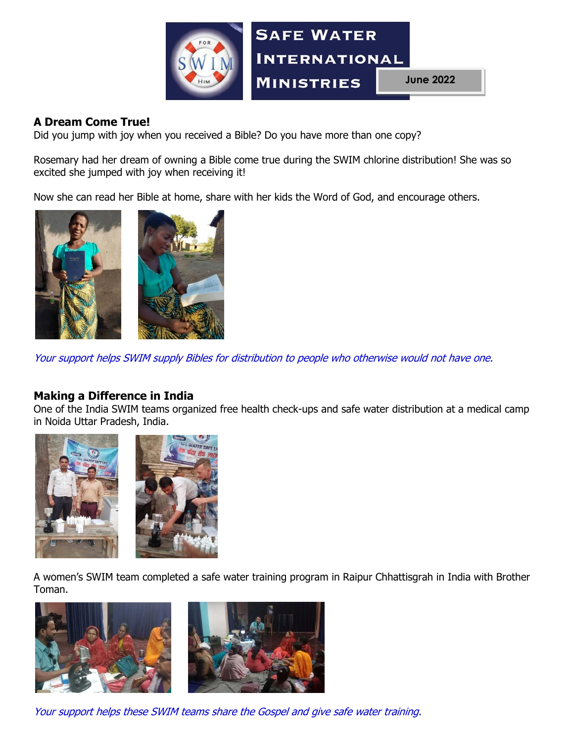# Safe Water International Ministries

June 2022

## A Dream Come True!

Did you jump with joy when you received a Bible? Do you have more than one copy?

Rosemary had her dream of owning a Bible come true during the SWIM chlorine distribution! She was so excited she jumped with joy when receiving it!

Now she can read her Bible at home, share with her kids the Word of God, and encourage others.

*Your support helps SWIM supply Bibles for distribution to people who otherwise would not have one.*

## Making a Difference in India

One of the India SWIM teams organized free health check-ups and safe water distribution at a medical camp in Noida Uttar Pradesh, India.

A women's SWIM team completed a safe water training program in Raipur Chhattisgrah in India with Brother Toman.

*Your support helps these SWIM teams share the Gospel and give safe water training.*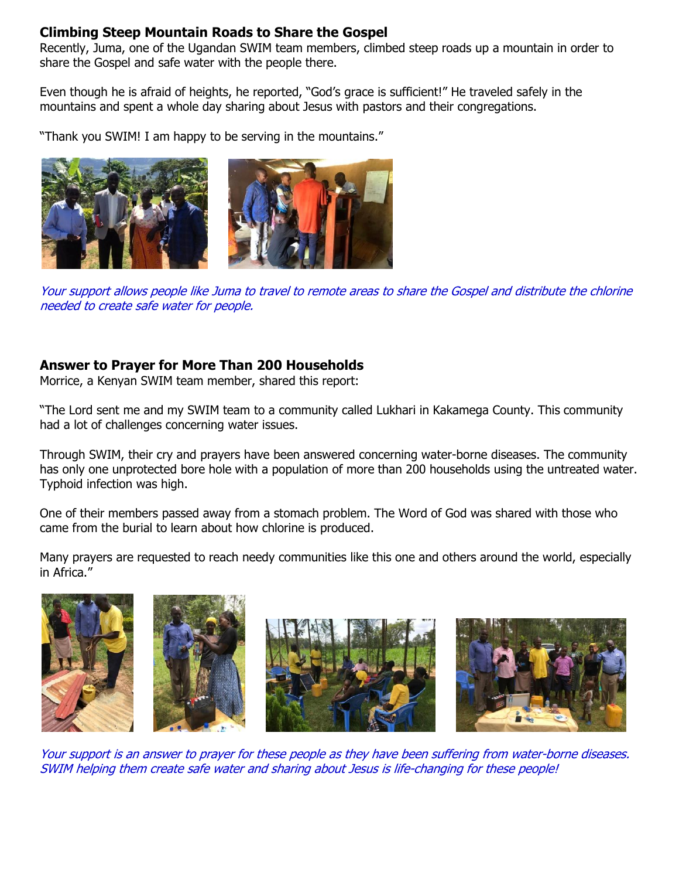## Climbing Steep Mountain Roads to Share the Gospel

Recently, Juma, one of the Ugandan SWIM team members, climbed steep roads up a mountain in order to share the Gospel and safe water with the people there.

Even though he is afraid of heights, he reported, "God's grace is sufficient!" He traveled safely in the mountains and spent a whole day sharing about Jesus with pastors and their congregations.

"Thank you SWIM! I am happy to be serving in the mountains."

*Your support allows people like Juma to travel to remote areas to share the Gospel and distribute the chlorine needed to create safe water for people.*

## Answer to Prayer for More Than 200 Households

Morrice, a Kenyan SWIM team member, shared this report:

"The Lord sent me and my SWIM team to a community called Lukhari in Kakamega County. This community had a lot of challenges concerning water issues.

Through SWIM, their cry and prayers have been answered concerning water-borne diseases. The community has only one unprotected bore hole with a population of more than 200 households using the untreated water. Typhoid infection was high.

One of their members passed away from a stomach problem. The Word of God was shared with those who came from the burial to learn about how chlorine is produced.

Many prayers are requested to reach needy communities like this one and others around the world, especially in Africa."

*Your support is an answer to prayer for these people as they have been suffering from water-borne diseases. SWIM helping them create safe water and sharing about Jesus is life-changing for these people!*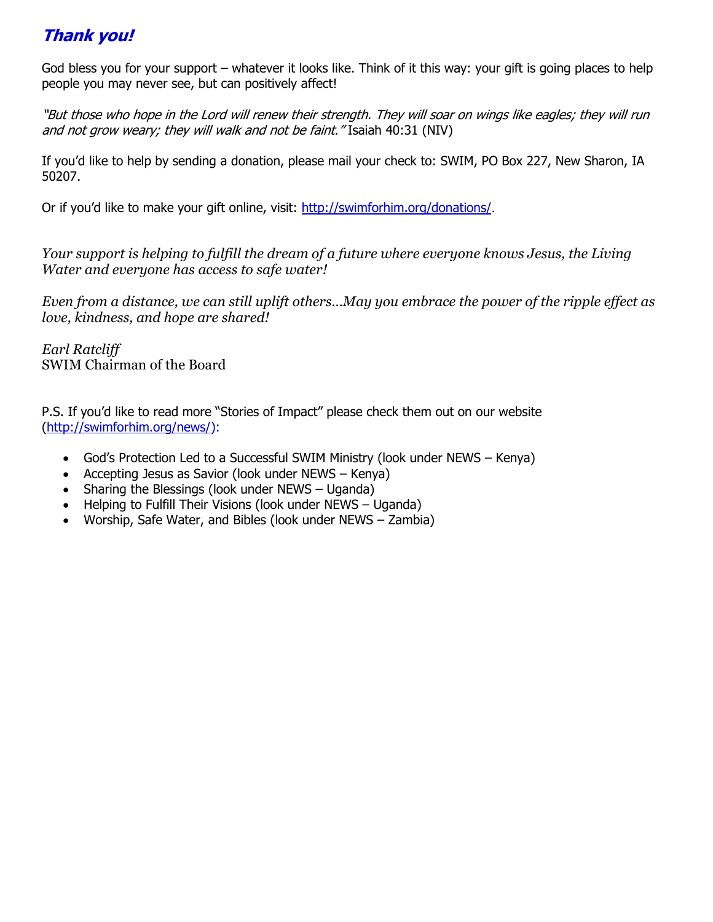## ***Thank you!***

God bless you for your support – whatever it looks like. Think of it this way: your gift is going places to help people you may never see, but can positively affect!

*"But those who hope in the Lord will renew their strength. They will soar on wings like eagles; they will run and not grow weary; they will walk and not be faint."* Isaiah 40:31 (NIV)

If you'd like to help by sending a donation, please mail your check to: SWIM, PO Box 227, New Sharon, IA 50207.

Or if you'd like to make your gift online, visit: [http://swimforhim.org/donations/](http://swimforhim.org/donations/).

*Your support is helping to fulfill the dream of a future where everyone knows Jesus, the Living Water and everyone has access to safe water!*

*Even from a distance, we can still uplift others…May you embrace the power of the ripple effect as love, kindness, and hope are shared!*

*Earl Ratcliff*
SWIM Chairman of the Board

P.S. If you'd like to read more "Stories of Impact" please check them out on our website ([http://swimforhim.org/news/](http://swimforhim.org/news/)):

- God's Protection Led to a Successful SWIM Ministry (look under NEWS – Kenya)
- Accepting Jesus as Savior (look under NEWS – Kenya)
- Sharing the Blessings (look under NEWS – Uganda)
- Helping to Fulfill Their Visions (look under NEWS – Uganda)
- Worship, Safe Water, and Bibles (look under NEWS – Zambia)